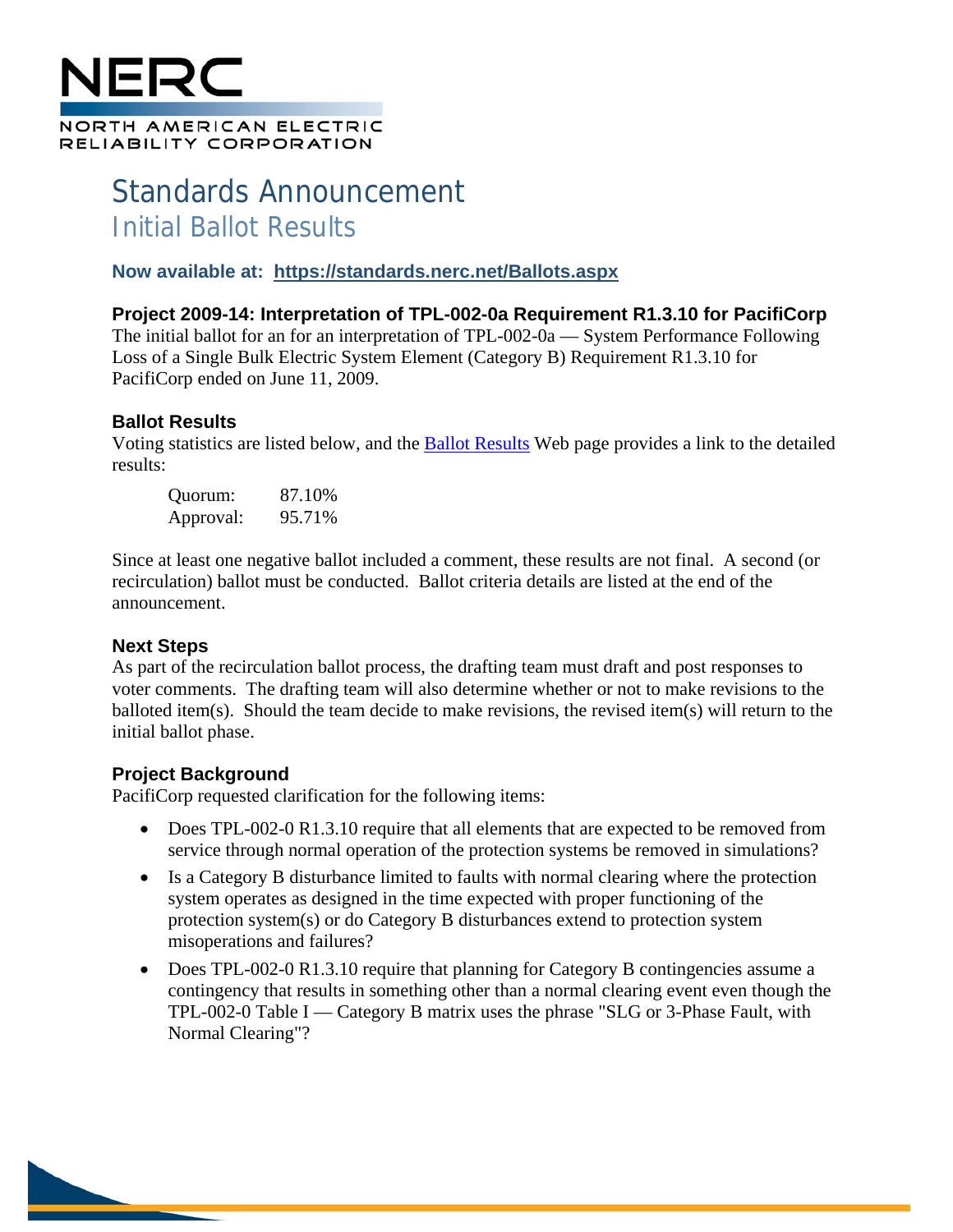# Standards Announcement

## Initial Ballot Results

**Now available at: [https://standards.nerc.net/Ballots.aspx](https://standards.nerc.net/Ballots.aspx)**

### Project 2009-14: Interpretation of TPL-002-0a Requirement R1.3.10 for PacifiCorp

The initial ballot for an for an interpretation of TPL-002-0a — System Performance Following Loss of a Single Bulk Electric System Element (Category B) Requirement R1.3.10 for PacifiCorp ended on June 11, 2009.

### Ballot Results

Voting statistics are listed below, and the Ballot Results Web page provides a link to the detailed results:

| | |
|---|---|
| Quorum: | 87.10% |
| Approval: | 95.71% |

Since at least one negative ballot included a comment, these results are not final. A second (or recirculation) ballot must be conducted. Ballot criteria details are listed at the end of the announcement.

### Next Steps

As part of the recirculation ballot process, the drafting team must draft and post responses to voter comments. The drafting team will also determine whether or not to make revisions to the balloted item(s). Should the team decide to make revisions, the revised item(s) will return to the initial ballot phase.

### Project Background

PacifiCorp requested clarification for the following items:

- Does TPL-002-0 R1.3.10 require that all elements that are expected to be removed from service through normal operation of the protection systems be removed in simulations?
- Is a Category B disturbance limited to faults with normal clearing where the protection system operates as designed in the time expected with proper functioning of the protection system(s) or do Category B disturbances extend to protection system misoperations and failures?
- Does TPL-002-0 R1.3.10 require that planning for Category B contingencies assume a contingency that results in something other than a normal clearing event even though the TPL-002-0 Table I — Category B matrix uses the phrase "SLG or 3-Phase Fault, with Normal Clearing"?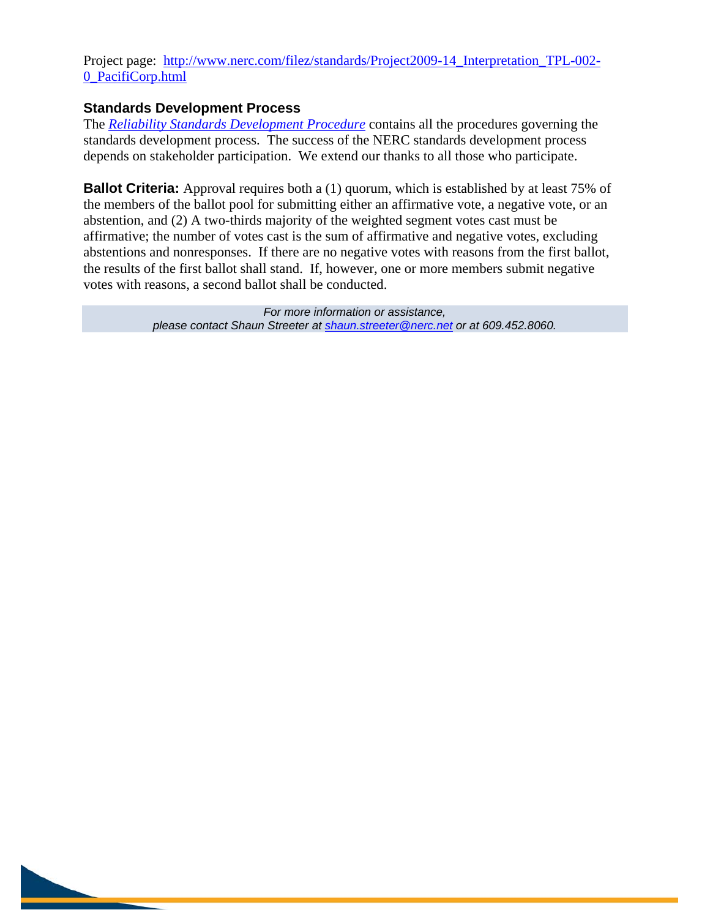Project page: http://www.nerc.com/filez/standards/Project2009-14_Interpretation_TPL-002-0_PacifiCorp.html

### Standards Development Process

The *Reliability Standards Development Procedure* contains all the procedures governing the standards development process. The success of the NERC standards development process depends on stakeholder participation. We extend our thanks to all those who participate.

**Ballot Criteria:** Approval requires both a (1) quorum, which is established by at least 75% of the members of the ballot pool for submitting either an affirmative vote, a negative vote, or an abstention, and (2) A two-thirds majority of the weighted segment votes cast must be affirmative; the number of votes cast is the sum of affirmative and negative votes, excluding abstentions and nonresponses. If there are no negative votes with reasons from the first ballot, the results of the first ballot shall stand. If, however, one or more members submit negative votes with reasons, a second ballot shall be conducted.

*For more information or assistance,*
*please contact Shaun Streeter at shaun.streeter@nerc.net or at 609.452.8060.*